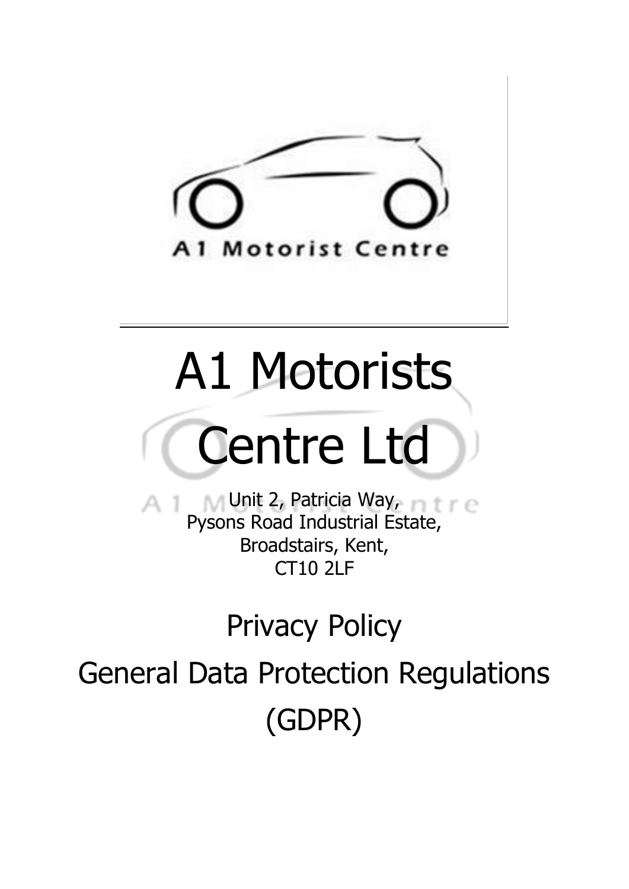A1 Motorist Centre

# A1 Motorists Centre Ltd

Unit 2, Patricia Way,
Pysons Road Industrial Estate,
Broadstairs, Kent,
CT10 2LF

## Privacy Policy

## General Data Protection Regulations (GDPR)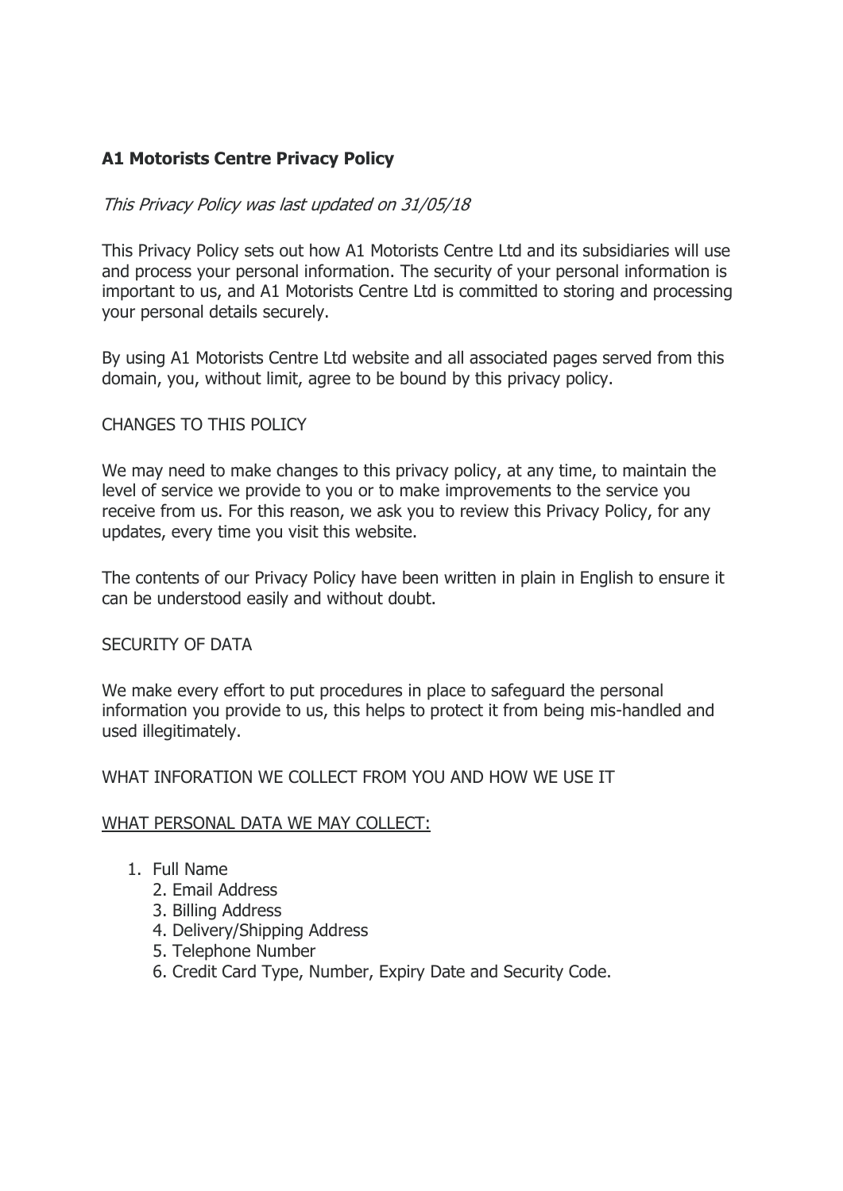**A1 Motorists Centre Privacy Policy**

*This Privacy Policy was last updated on 31/05/18*

This Privacy Policy sets out how A1 Motorists Centre Ltd and its subsidiaries will use and process your personal information. The security of your personal information is important to us, and A1 Motorists Centre Ltd is committed to storing and processing your personal details securely.

By using A1 Motorists Centre Ltd website and all associated pages served from this domain, you, without limit, agree to be bound by this privacy policy.

CHANGES TO THIS POLICY

We may need to make changes to this privacy policy, at any time, to maintain the level of service we provide to you or to make improvements to the service you receive from us. For this reason, we ask you to review this Privacy Policy, for any updates, every time you visit this website.

The contents of our Privacy Policy have been written in plain in English to ensure it can be understood easily and without doubt.

SECURITY OF DATA

We make every effort to put procedures in place to safeguard the personal information you provide to us, this helps to protect it from being mis-handled and used illegitimately.

WHAT INFORATION WE COLLECT FROM YOU AND HOW WE USE IT

<u>WHAT PERSONAL DATA WE MAY COLLECT:</u>

1. Full Name
2. Email Address
3. Billing Address
4. Delivery/Shipping Address
5. Telephone Number
6. Credit Card Type, Number, Expiry Date and Security Code.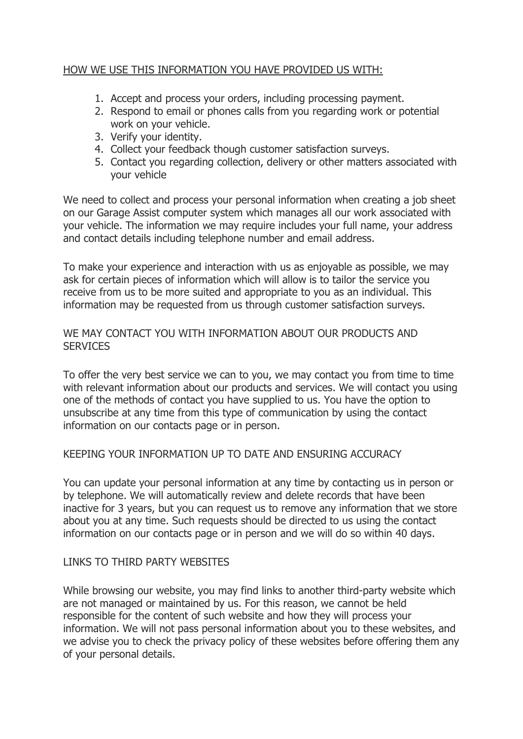HOW WE USE THIS INFORMATION YOU HAVE PROVIDED US WITH:

1. Accept and process your orders, including processing payment.
2. Respond to email or phones calls from you regarding work or potential work on your vehicle.
3. Verify your identity.
4. Collect your feedback though customer satisfaction surveys.
5. Contact you regarding collection, delivery or other matters associated with your vehicle

We need to collect and process your personal information when creating a job sheet on our Garage Assist computer system which manages all our work associated with your vehicle. The information we may require includes your full name, your address and contact details including telephone number and email address.

To make your experience and interaction with us as enjoyable as possible, we may ask for certain pieces of information which will allow is to tailor the service you receive from us to be more suited and appropriate to you as an individual. This information may be requested from us through customer satisfaction surveys.

WE MAY CONTACT YOU WITH INFORMATION ABOUT OUR PRODUCTS AND SERVICES

To offer the very best service we can to you, we may contact you from time to time with relevant information about our products and services. We will contact you using one of the methods of contact you have supplied to us. You have the option to unsubscribe at any time from this type of communication by using the contact information on our contacts page or in person.

KEEPING YOUR INFORMATION UP TO DATE AND ENSURING ACCURACY

You can update your personal information at any time by contacting us in person or by telephone. We will automatically review and delete records that have been inactive for 3 years, but you can request us to remove any information that we store about you at any time. Such requests should be directed to us using the contact information on our contacts page or in person and we will do so within 40 days.

LINKS TO THIRD PARTY WEBSITES

While browsing our website, you may find links to another third-party website which are not managed or maintained by us. For this reason, we cannot be held responsible for the content of such website and how they will process your information. We will not pass personal information about you to these websites, and we advise you to check the privacy policy of these websites before offering them any of your personal details.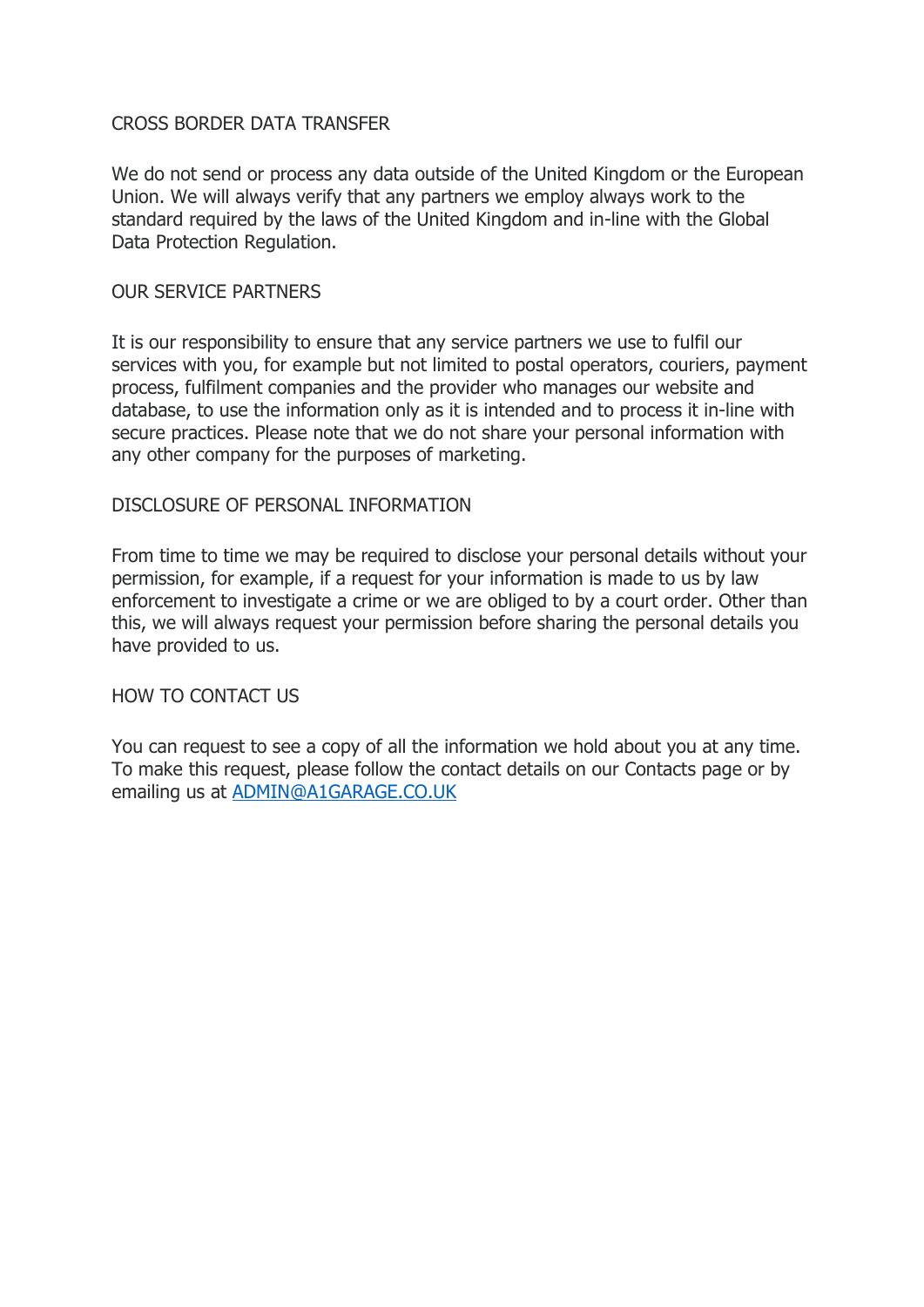## CROSS BORDER DATA TRANSFER

We do not send or process any data outside of the United Kingdom or the European Union. We will always verify that any partners we employ always work to the standard required by the laws of the United Kingdom and in-line with the Global Data Protection Regulation.

## OUR SERVICE PARTNERS

It is our responsibility to ensure that any service partners we use to fulfil our services with you, for example but not limited to postal operators, couriers, payment process, fulfilment companies and the provider who manages our website and database, to use the information only as it is intended and to process it in-line with secure practices. Please note that we do not share your personal information with any other company for the purposes of marketing.

## DISCLOSURE OF PERSONAL INFORMATION

From time to time we may be required to disclose your personal details without your permission, for example, if a request for your information is made to us by law enforcement to investigate a crime or we are obliged to by a court order. Other than this, we will always request your permission before sharing the personal details you have provided to us.

## HOW TO CONTACT US

You can request to see a copy of all the information we hold about you at any time. To make this request, please follow the contact details on our Contacts page or by emailing us at [ADMIN@A1GARAGE.CO.UK](mailto:ADMIN@A1GARAGE.CO.UK)